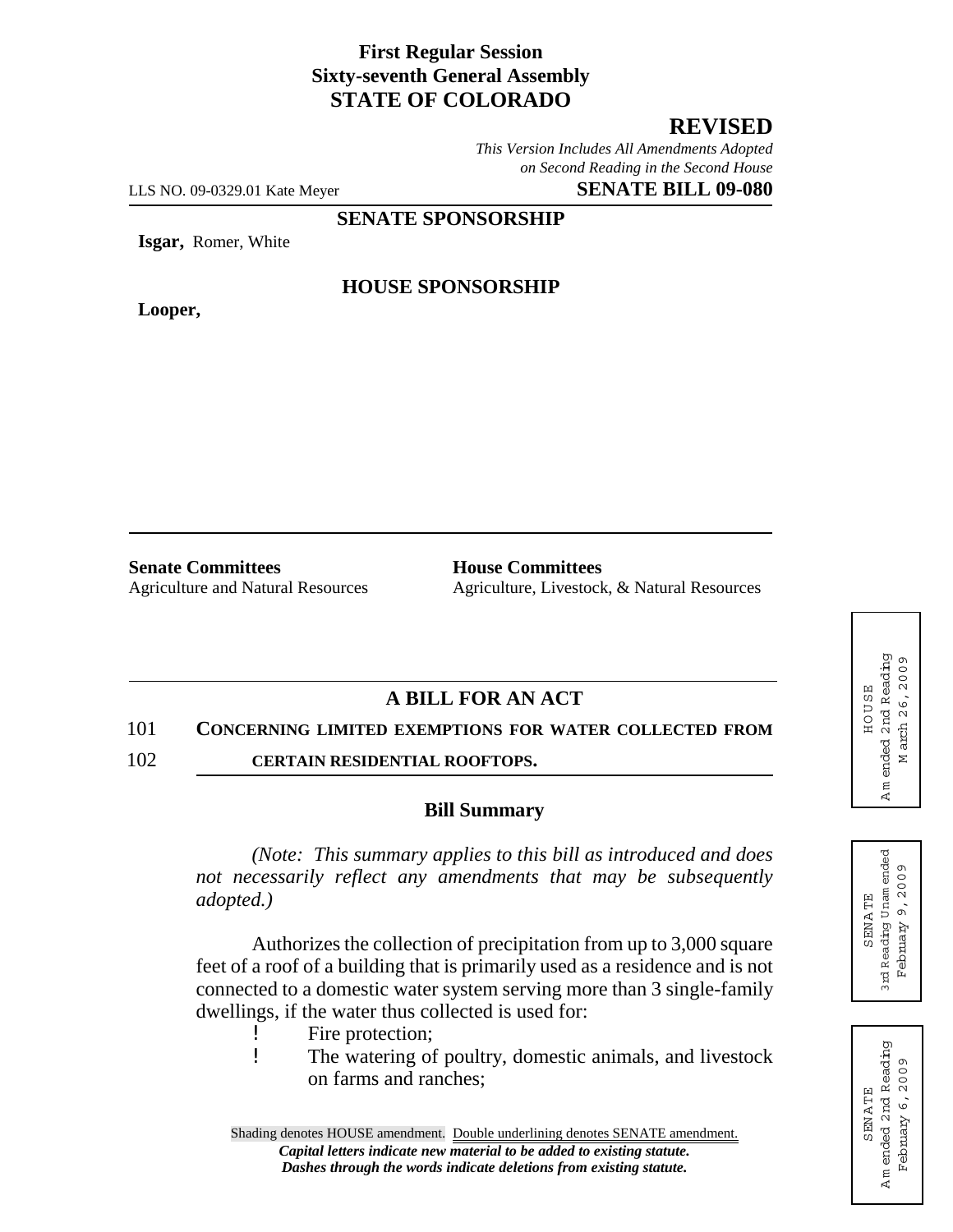**First Regular Session**
**Sixty-seventh General Assembly**
**STATE OF COLORADO**

# REVISED

*This Version Includes All Amendments Adopted on Second Reading in the Second House*

LLS NO. 09-0329.01 Kate Meyer **SENATE BILL 09-080**

**SENATE SPONSORSHIP**

**Isgar,** Romer, White

**HOUSE SPONSORSHIP**

**Looper,**

**Senate Committees**
Agriculture and Natural Resources

**House Committees**
Agriculture, Livestock, & Natural Resources

HOUSE
Amended 2nd Reading
March 26, 2009

SENATE
3rd Reading Unamended
February 9, 2009

SENATE
Amended 2nd Reading
February 6, 2009

## A BILL FOR AN ACT

101 **CONCERNING LIMITED EXEMPTIONS FOR WATER COLLECTED FROM**
102 **CERTAIN RESIDENTIAL ROOFTOPS.**

### Bill Summary

*(Note: This summary applies to this bill as introduced and does not necessarily reflect any amendments that may be subsequently adopted.)*

Authorizes the collection of precipitation from up to 3,000 square feet of a roof of a building that is primarily used as a residence and is not connected to a domestic water system serving more than 3 single-family dwellings, if the water thus collected is used for:

- Fire protection;
- The watering of poultry, domestic animals, and livestock on farms and ranches;

Shading denotes HOUSE amendment. Double underlining denotes SENATE amendment.
***Capital letters indicate new material to be added to existing statute.***
***Dashes through the words indicate deletions from existing statute.***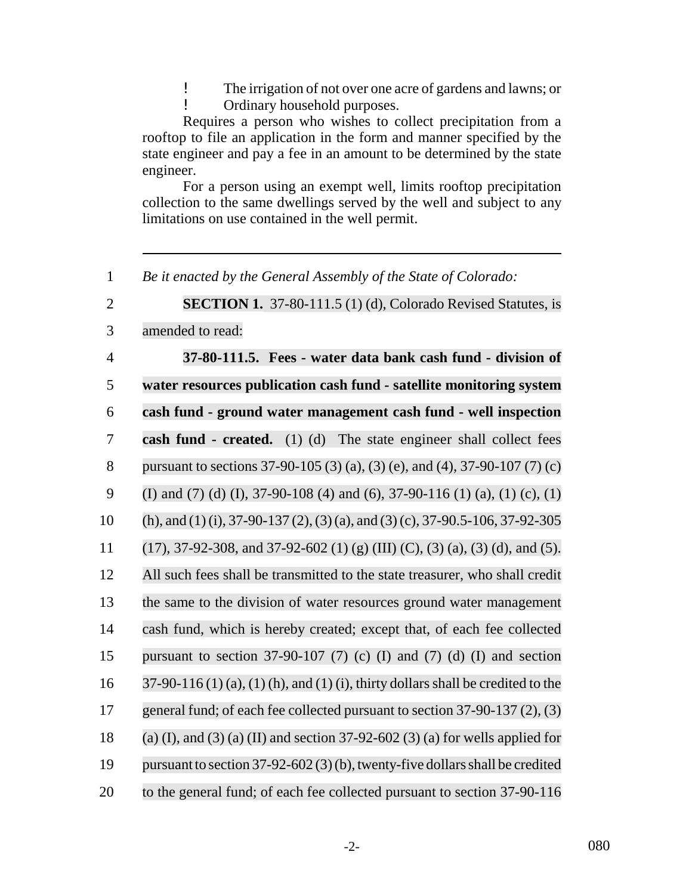- The irrigation of not over one acre of gardens and lawns; or
- Ordinary household purposes.

Requires a person who wishes to collect precipitation from a rooftop to file an application in the form and manner specified by the state engineer and pay a fee in an amount to be determined by the state engineer.

For a person using an exempt well, limits rooftop precipitation collection to the same dwellings served by the well and subject to any limitations on use contained in the well permit.

---

1 *Be it enacted by the General Assembly of the State of Colorado:*

2 **SECTION 1.** 37-80-111.5 (1) (d), Colorado Revised Statutes, is
3 amended to read:

4 **37-80-111.5. Fees - water data bank cash fund - division of**
5 **water resources publication cash fund - satellite monitoring system**
6 **cash fund - ground water management cash fund - well inspection**
7 **cash fund - created.** (1) (d) The state engineer shall collect fees
8 pursuant to sections 37-90-105 (3) (a), (3) (e), and (4), 37-90-107 (7) (c)
9 (I) and (7) (d) (I), 37-90-108 (4) and (6), 37-90-116 (1) (a), (1) (c), (1)
10 (h), and (1) (i), 37-90-137 (2), (3) (a), and (3) (c), 37-90.5-106, 37-92-305
11 (17), 37-92-308, and 37-92-602 (1) (g) (III) (C), (3) (a), (3) (d), and (5).
12 All such fees shall be transmitted to the state treasurer, who shall credit
13 the same to the division of water resources ground water management
14 cash fund, which is hereby created; except that, of each fee collected
15 pursuant to section 37-90-107 (7) (c) (I) and (7) (d) (I) and section
16 37-90-116 (1) (a), (1) (h), and (1) (i), thirty dollars shall be credited to the
17 general fund; of each fee collected pursuant to section 37-90-137 (2), (3)
18 (a) (I), and (3) (a) (II) and section 37-92-602 (3) (a) for wells applied for
19 pursuant to section 37-92-602 (3) (b), twenty-five dollars shall be credited
20 to the general fund; of each fee collected pursuant to section 37-90-116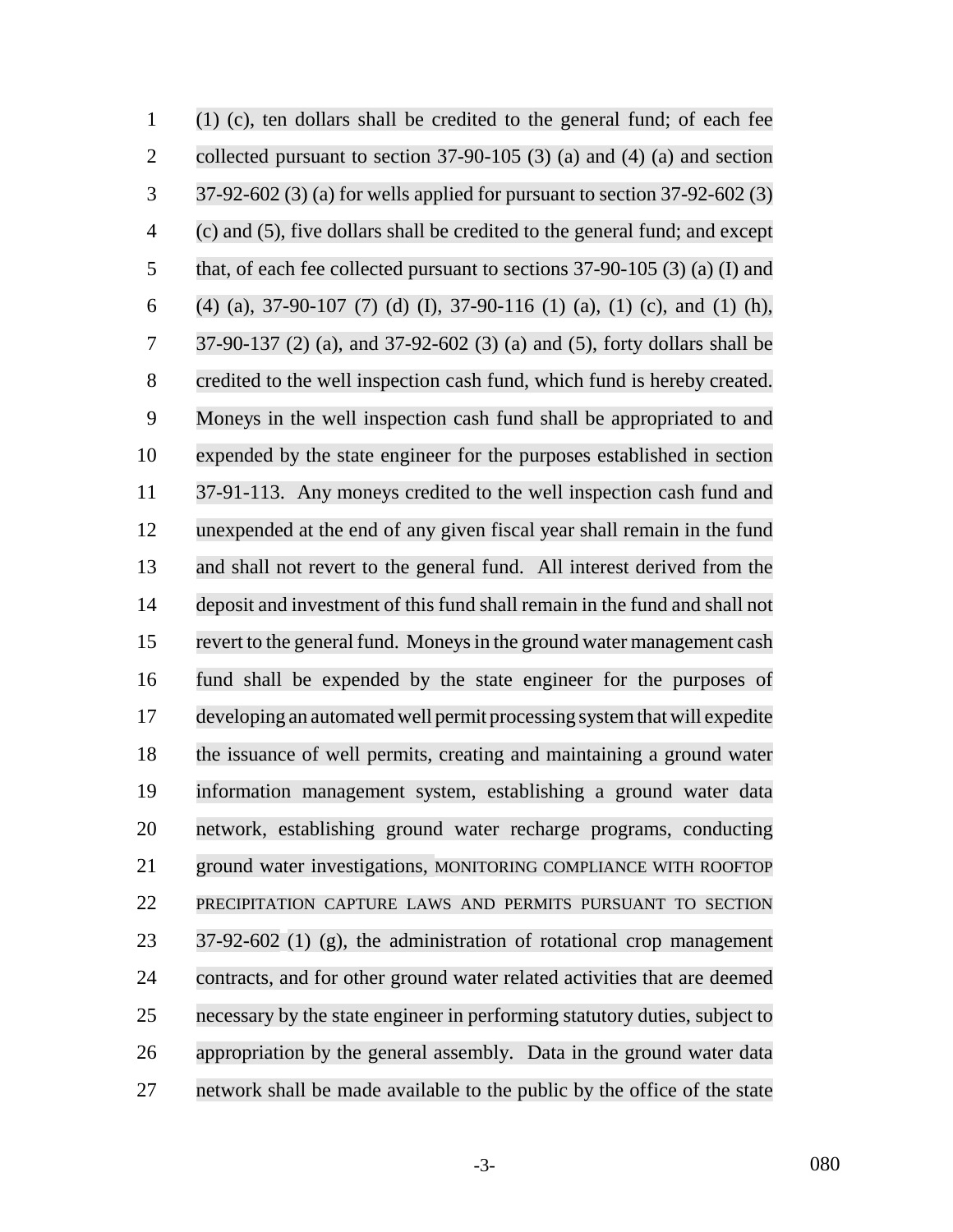(1) (c), ten dollars shall be credited to the general fund; of each fee collected pursuant to section 37-90-105 (3) (a) and (4) (a) and section 37-92-602 (3) (a) for wells applied for pursuant to section 37-92-602 (3) (c) and (5), five dollars shall be credited to the general fund; and except that, of each fee collected pursuant to sections 37-90-105 (3) (a) (I) and (4) (a), 37-90-107 (7) (d) (I), 37-90-116 (1) (a), (1) (c), and (1) (h), 37-90-137 (2) (a), and 37-92-602 (3) (a) and (5), forty dollars shall be credited to the well inspection cash fund, which fund is hereby created. Moneys in the well inspection cash fund shall be appropriated to and expended by the state engineer for the purposes established in section 37-91-113. Any moneys credited to the well inspection cash fund and unexpended at the end of any given fiscal year shall remain in the fund and shall not revert to the general fund. All interest derived from the deposit and investment of this fund shall remain in the fund and shall not revert to the general fund. Moneys in the ground water management cash fund shall be expended by the state engineer for the purposes of developing an automated well permit processing system that will expedite the issuance of well permits, creating and maintaining a ground water information management system, establishing a ground water data network, establishing ground water recharge programs, conducting ground water investigations, MONITORING COMPLIANCE WITH ROOFTOP PRECIPITATION CAPTURE LAWS AND PERMITS PURSUANT TO SECTION 37-92-602 (1) (g), the administration of rotational crop management contracts, and for other ground water related activities that are deemed necessary by the state engineer in performing statutory duties, subject to appropriation by the general assembly. Data in the ground water data network shall be made available to the public by the office of the state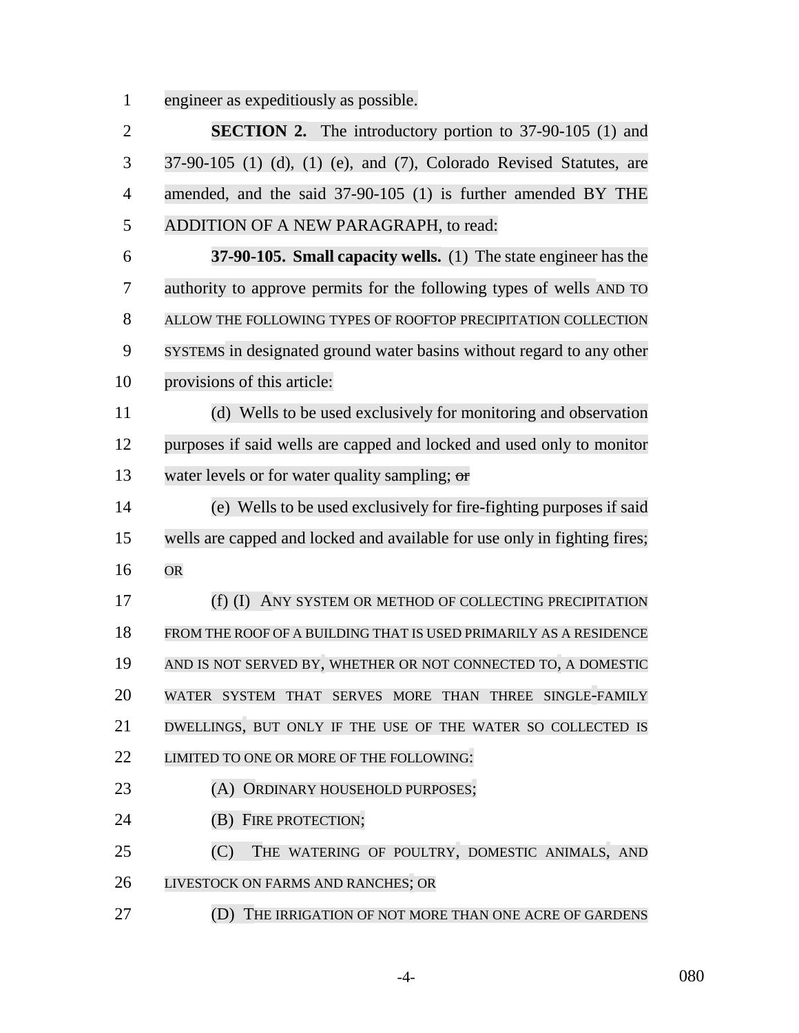engineer as expeditiously as possible.

**SECTION 2.** The introductory portion to 37-90-105 (1) and 37-90-105 (1) (d), (1) (e), and (7), Colorado Revised Statutes, are amended, and the said 37-90-105 (1) is further amended BY THE ADDITION OF A NEW PARAGRAPH, to read:

**37-90-105. Small capacity wells.** (1) The state engineer has the authority to approve permits for the following types of wells AND TO ALLOW THE FOLLOWING TYPES OF ROOFTOP PRECIPITATION COLLECTION SYSTEMS in designated ground water basins without regard to any other provisions of this article:

(d) Wells to be used exclusively for monitoring and observation purposes if said wells are capped and locked and used only to monitor water levels or for water quality sampling; ~~or~~

(e) Wells to be used exclusively for fire-fighting purposes if said wells are capped and locked and available for use only in fighting fires; OR

(f) (I) ANY SYSTEM OR METHOD OF COLLECTING PRECIPITATION FROM THE ROOF OF A BUILDING THAT IS USED PRIMARILY AS A RESIDENCE AND IS NOT SERVED BY, WHETHER OR NOT CONNECTED TO, A DOMESTIC WATER SYSTEM THAT SERVES MORE THAN THREE SINGLE-FAMILY DWELLINGS, BUT ONLY IF THE USE OF THE WATER SO COLLECTED IS LIMITED TO ONE OR MORE OF THE FOLLOWING:

(A) ORDINARY HOUSEHOLD PURPOSES;

(B) FIRE PROTECTION;

(C) THE WATERING OF POULTRY, DOMESTIC ANIMALS, AND LIVESTOCK ON FARMS AND RANCHES; OR

(D) THE IRRIGATION OF NOT MORE THAN ONE ACRE OF GARDENS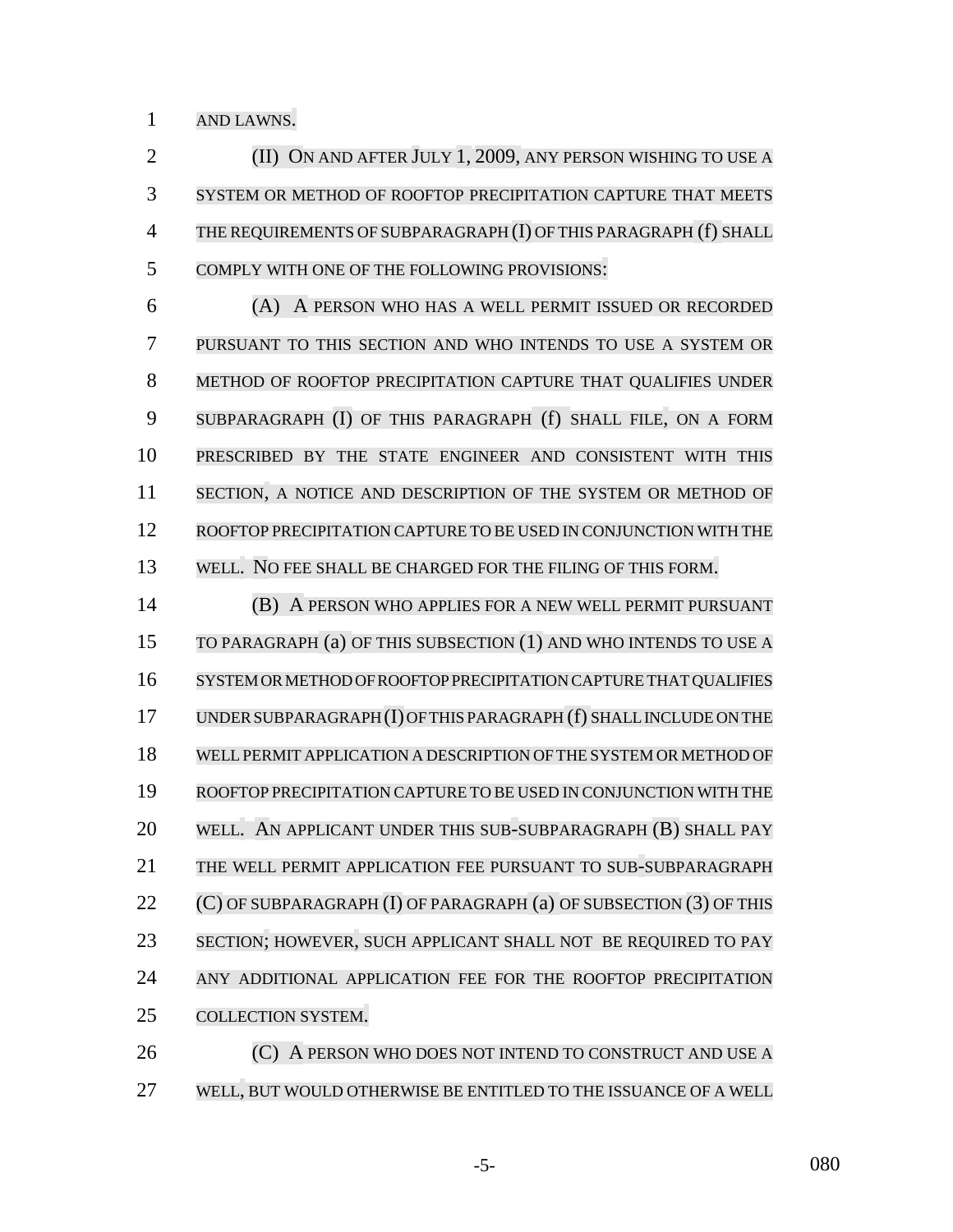AND LAWNS.

(II) ON AND AFTER JULY 1, 2009, ANY PERSON WISHING TO USE A SYSTEM OR METHOD OF ROOFTOP PRECIPITATION CAPTURE THAT MEETS THE REQUIREMENTS OF SUBPARAGRAPH (I) OF THIS PARAGRAPH (f) SHALL COMPLY WITH ONE OF THE FOLLOWING PROVISIONS:

(A) A PERSON WHO HAS A WELL PERMIT ISSUED OR RECORDED PURSUANT TO THIS SECTION AND WHO INTENDS TO USE A SYSTEM OR METHOD OF ROOFTOP PRECIPITATION CAPTURE THAT QUALIFIES UNDER SUBPARAGRAPH (I) OF THIS PARAGRAPH (f) SHALL FILE, ON A FORM PRESCRIBED BY THE STATE ENGINEER AND CONSISTENT WITH THIS SECTION, A NOTICE AND DESCRIPTION OF THE SYSTEM OR METHOD OF ROOFTOP PRECIPITATION CAPTURE TO BE USED IN CONJUNCTION WITH THE WELL. NO FEE SHALL BE CHARGED FOR THE FILING OF THIS FORM.

(B) A PERSON WHO APPLIES FOR A NEW WELL PERMIT PURSUANT TO PARAGRAPH (a) OF THIS SUBSECTION (1) AND WHO INTENDS TO USE A SYSTEM OR METHOD OF ROOFTOP PRECIPITATION CAPTURE THAT QUALIFIES UNDER SUBPARAGRAPH (I) OF THIS PARAGRAPH (f) SHALL INCLUDE ON THE WELL PERMIT APPLICATION A DESCRIPTION OF THE SYSTEM OR METHOD OF ROOFTOP PRECIPITATION CAPTURE TO BE USED IN CONJUNCTION WITH THE WELL. AN APPLICANT UNDER THIS SUB-SUBPARAGRAPH (B) SHALL PAY THE WELL PERMIT APPLICATION FEE PURSUANT TO SUB-SUBPARAGRAPH (C) OF SUBPARAGRAPH (I) OF PARAGRAPH (a) OF SUBSECTION (3) OF THIS SECTION; HOWEVER, SUCH APPLICANT SHALL NOT BE REQUIRED TO PAY ANY ADDITIONAL APPLICATION FEE FOR THE ROOFTOP PRECIPITATION COLLECTION SYSTEM.

(C) A PERSON WHO DOES NOT INTEND TO CONSTRUCT AND USE A WELL, BUT WOULD OTHERWISE BE ENTITLED TO THE ISSUANCE OF A WELL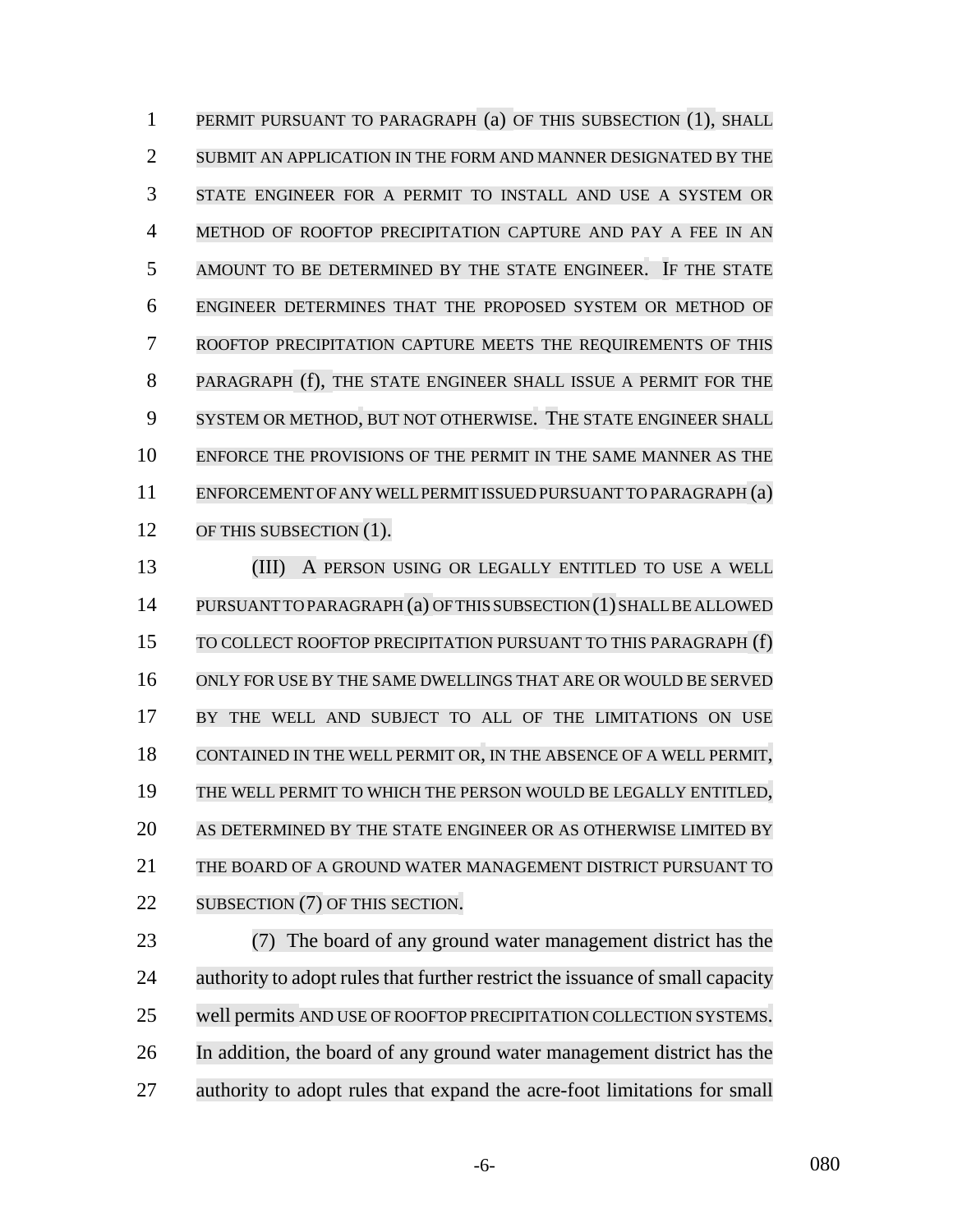PERMIT PURSUANT TO PARAGRAPH (a) OF THIS SUBSECTION (1), SHALL SUBMIT AN APPLICATION IN THE FORM AND MANNER DESIGNATED BY THE STATE ENGINEER FOR A PERMIT TO INSTALL AND USE A SYSTEM OR METHOD OF ROOFTOP PRECIPITATION CAPTURE AND PAY A FEE IN AN AMOUNT TO BE DETERMINED BY THE STATE ENGINEER. IF THE STATE ENGINEER DETERMINES THAT THE PROPOSED SYSTEM OR METHOD OF ROOFTOP PRECIPITATION CAPTURE MEETS THE REQUIREMENTS OF THIS PARAGRAPH (f), THE STATE ENGINEER SHALL ISSUE A PERMIT FOR THE SYSTEM OR METHOD, BUT NOT OTHERWISE. THE STATE ENGINEER SHALL ENFORCE THE PROVISIONS OF THE PERMIT IN THE SAME MANNER AS THE ENFORCEMENT OF ANY WELL PERMIT ISSUED PURSUANT TO PARAGRAPH (a) OF THIS SUBSECTION (1).

(III) A PERSON USING OR LEGALLY ENTITLED TO USE A WELL PURSUANT TO PARAGRAPH (a) OF THIS SUBSECTION (1) SHALL BE ALLOWED TO COLLECT ROOFTOP PRECIPITATION PURSUANT TO THIS PARAGRAPH (f) ONLY FOR USE BY THE SAME DWELLINGS THAT ARE OR WOULD BE SERVED BY THE WELL AND SUBJECT TO ALL OF THE LIMITATIONS ON USE CONTAINED IN THE WELL PERMIT OR, IN THE ABSENCE OF A WELL PERMIT, THE WELL PERMIT TO WHICH THE PERSON WOULD BE LEGALLY ENTITLED, AS DETERMINED BY THE STATE ENGINEER OR AS OTHERWISE LIMITED BY THE BOARD OF A GROUND WATER MANAGEMENT DISTRICT PURSUANT TO SUBSECTION (7) OF THIS SECTION.

(7) The board of any ground water management district has the authority to adopt rules that further restrict the issuance of small capacity well permits AND USE OF ROOFTOP PRECIPITATION COLLECTION SYSTEMS. In addition, the board of any ground water management district has the authority to adopt rules that expand the acre-foot limitations for small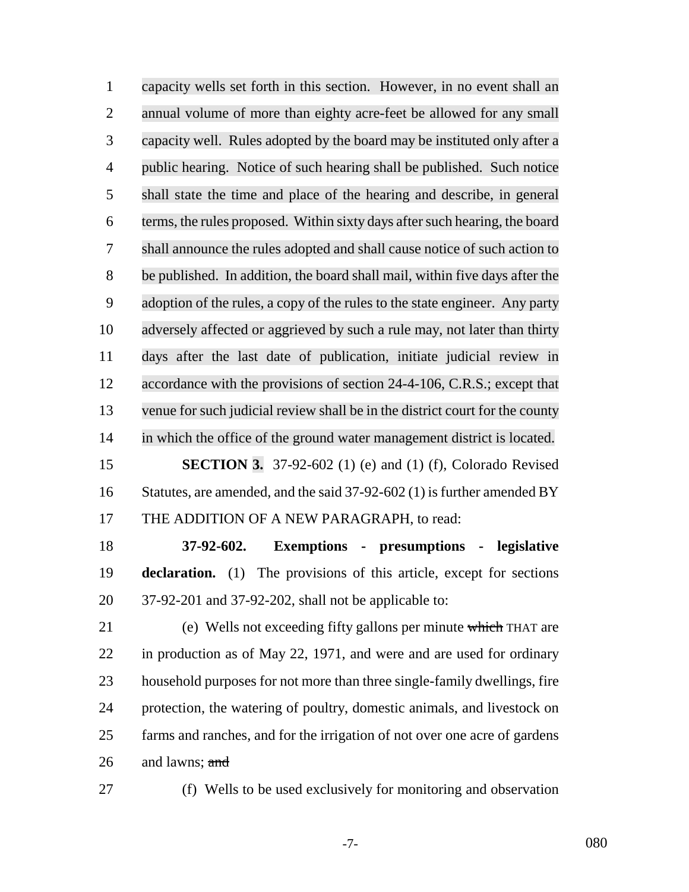capacity wells set forth in this section. However, in no event shall an annual volume of more than eighty acre-feet be allowed for any small capacity well. Rules adopted by the board may be instituted only after a public hearing. Notice of such hearing shall be published. Such notice shall state the time and place of the hearing and describe, in general terms, the rules proposed. Within sixty days after such hearing, the board shall announce the rules adopted and shall cause notice of such action to be published. In addition, the board shall mail, within five days after the adoption of the rules, a copy of the rules to the state engineer. Any party adversely affected or aggrieved by such a rule may, not later than thirty days after the last date of publication, initiate judicial review in accordance with the provisions of section 24-4-106, C.R.S.; except that venue for such judicial review shall be in the district court for the county in which the office of the ground water management district is located.

**SECTION 3.** 37-92-602 (1) (e) and (1) (f), Colorado Revised Statutes, are amended, and the said 37-92-602 (1) is further amended BY THE ADDITION OF A NEW PARAGRAPH, to read:

**37-92-602. Exemptions - presumptions - legislative declaration.** (1) The provisions of this article, except for sections 37-92-201 and 37-92-202, shall not be applicable to:

(e) Wells not exceeding fifty gallons per minute ~~which~~ THAT are in production as of May 22, 1971, and were and are used for ordinary household purposes for not more than three single-family dwellings, fire protection, the watering of poultry, domestic animals, and livestock on farms and ranches, and for the irrigation of not over one acre of gardens and lawns; ~~and~~

(f) Wells to be used exclusively for monitoring and observation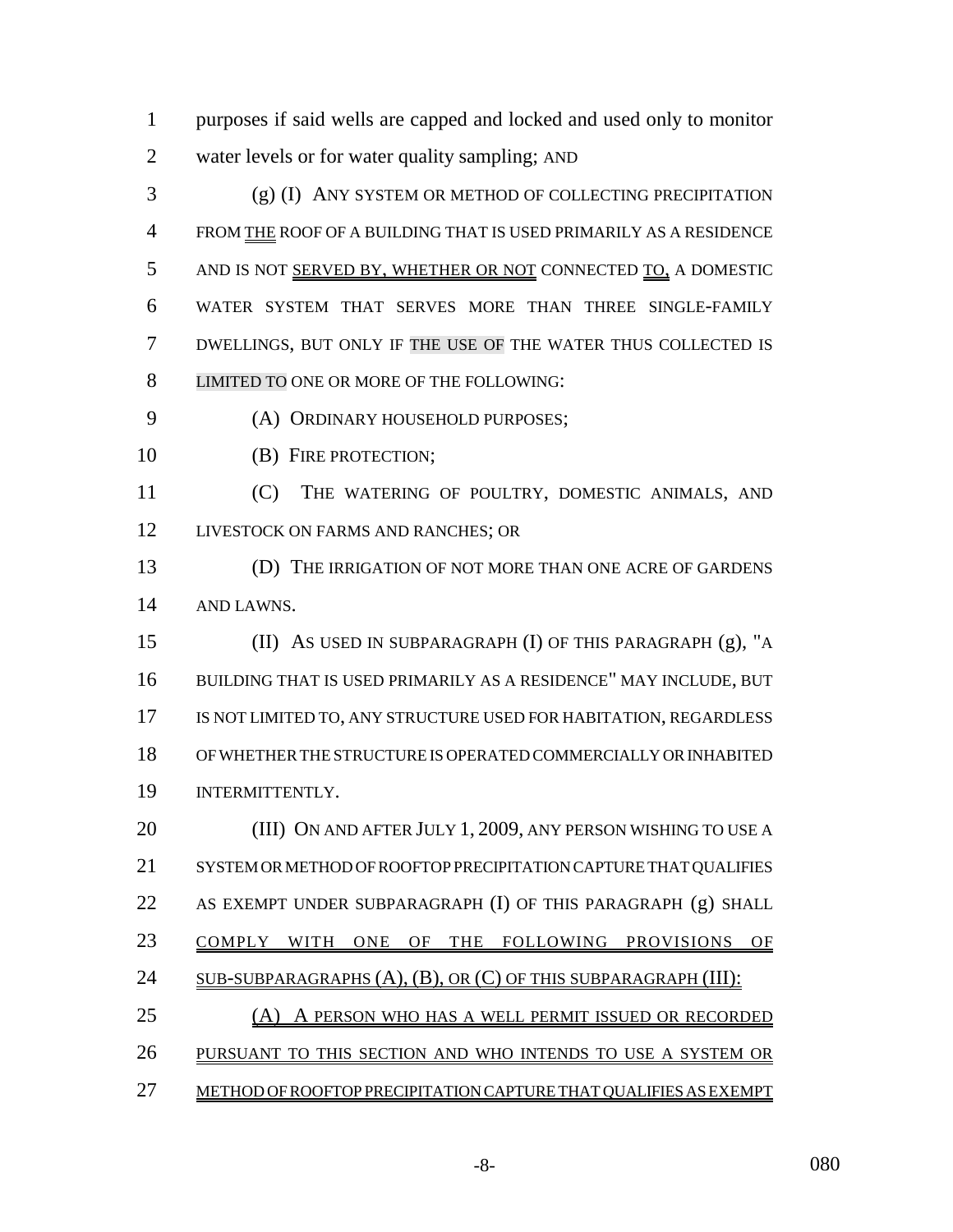purposes if said wells are capped and locked and used only to monitor water levels or for water quality sampling; AND

(g) (I) ANY SYSTEM OR METHOD OF COLLECTING PRECIPITATION FROM THE ROOF OF A BUILDING THAT IS USED PRIMARILY AS A RESIDENCE AND IS NOT SERVED BY, WHETHER OR NOT CONNECTED TO, A DOMESTIC WATER SYSTEM THAT SERVES MORE THAN THREE SINGLE-FAMILY DWELLINGS, BUT ONLY IF THE USE OF THE WATER THUS COLLECTED IS LIMITED TO ONE OR MORE OF THE FOLLOWING:

(A) ORDINARY HOUSEHOLD PURPOSES;

(B) FIRE PROTECTION;

(C) THE WATERING OF POULTRY, DOMESTIC ANIMALS, AND LIVESTOCK ON FARMS AND RANCHES; OR

(D) THE IRRIGATION OF NOT MORE THAN ONE ACRE OF GARDENS AND LAWNS.

(II) AS USED IN SUBPARAGRAPH (I) OF THIS PARAGRAPH (g), "A BUILDING THAT IS USED PRIMARILY AS A RESIDENCE" MAY INCLUDE, BUT IS NOT LIMITED TO, ANY STRUCTURE USED FOR HABITATION, REGARDLESS OF WHETHER THE STRUCTURE IS OPERATED COMMERCIALLY OR INHABITED INTERMITTENTLY.

(III) ON AND AFTER JULY 1, 2009, ANY PERSON WISHING TO USE A SYSTEM OR METHOD OF ROOFTOP PRECIPITATION CAPTURE THAT QUALIFIES AS EXEMPT UNDER SUBPARAGRAPH (I) OF THIS PARAGRAPH (g) SHALL COMPLY WITH ONE OF THE FOLLOWING PROVISIONS OF SUB-SUBPARAGRAPHS (A), (B), OR (C) OF THIS SUBPARAGRAPH (III):

(A) A PERSON WHO HAS A WELL PERMIT ISSUED OR RECORDED PURSUANT TO THIS SECTION AND WHO INTENDS TO USE A SYSTEM OR METHOD OF ROOFTOP PRECIPITATION CAPTURE THAT QUALIFIES AS EXEMPT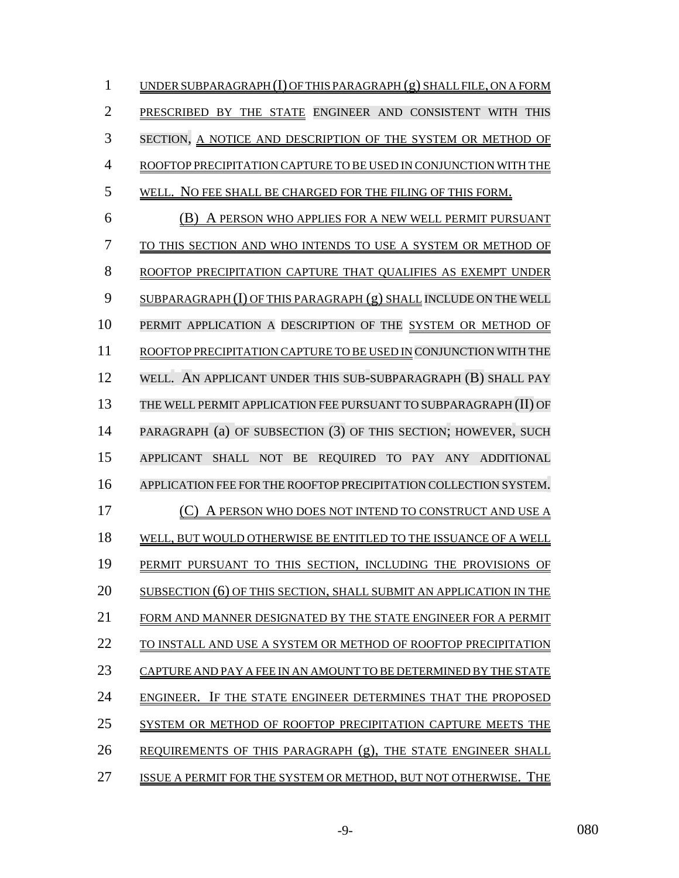UNDER SUBPARAGRAPH (I) OF THIS PARAGRAPH (g) SHALL FILE, ON A FORM PRESCRIBED BY THE STATE ENGINEER AND CONSISTENT WITH THIS SECTION, A NOTICE AND DESCRIPTION OF THE SYSTEM OR METHOD OF ROOFTOP PRECIPITATION CAPTURE TO BE USED IN CONJUNCTION WITH THE WELL. NO FEE SHALL BE CHARGED FOR THE FILING OF THIS FORM.

(B) A PERSON WHO APPLIES FOR A NEW WELL PERMIT PURSUANT TO THIS SECTION AND WHO INTENDS TO USE A SYSTEM OR METHOD OF ROOFTOP PRECIPITATION CAPTURE THAT QUALIFIES AS EXEMPT UNDER SUBPARAGRAPH (I) OF THIS PARAGRAPH (g) SHALL INCLUDE ON THE WELL PERMIT APPLICATION A DESCRIPTION OF THE SYSTEM OR METHOD OF ROOFTOP PRECIPITATION CAPTURE TO BE USED IN CONJUNCTION WITH THE WELL. AN APPLICANT UNDER THIS SUB-SUBPARAGRAPH (B) SHALL PAY THE WELL PERMIT APPLICATION FEE PURSUANT TO SUBPARAGRAPH (II) OF PARAGRAPH (a) OF SUBSECTION (3) OF THIS SECTION; HOWEVER, SUCH APPLICANT SHALL NOT BE REQUIRED TO PAY ANY ADDITIONAL APPLICATION FEE FOR THE ROOFTOP PRECIPITATION COLLECTION SYSTEM.

(C) A PERSON WHO DOES NOT INTEND TO CONSTRUCT AND USE A WELL, BUT WOULD OTHERWISE BE ENTITLED TO THE ISSUANCE OF A WELL PERMIT PURSUANT TO THIS SECTION, INCLUDING THE PROVISIONS OF SUBSECTION (6) OF THIS SECTION, SHALL SUBMIT AN APPLICATION IN THE FORM AND MANNER DESIGNATED BY THE STATE ENGINEER FOR A PERMIT TO INSTALL AND USE A SYSTEM OR METHOD OF ROOFTOP PRECIPITATION CAPTURE AND PAY A FEE IN AN AMOUNT TO BE DETERMINED BY THE STATE ENGINEER. IF THE STATE ENGINEER DETERMINES THAT THE PROPOSED SYSTEM OR METHOD OF ROOFTOP PRECIPITATION CAPTURE MEETS THE REQUIREMENTS OF THIS PARAGRAPH (g), THE STATE ENGINEER SHALL ISSUE A PERMIT FOR THE SYSTEM OR METHOD, BUT NOT OTHERWISE. THE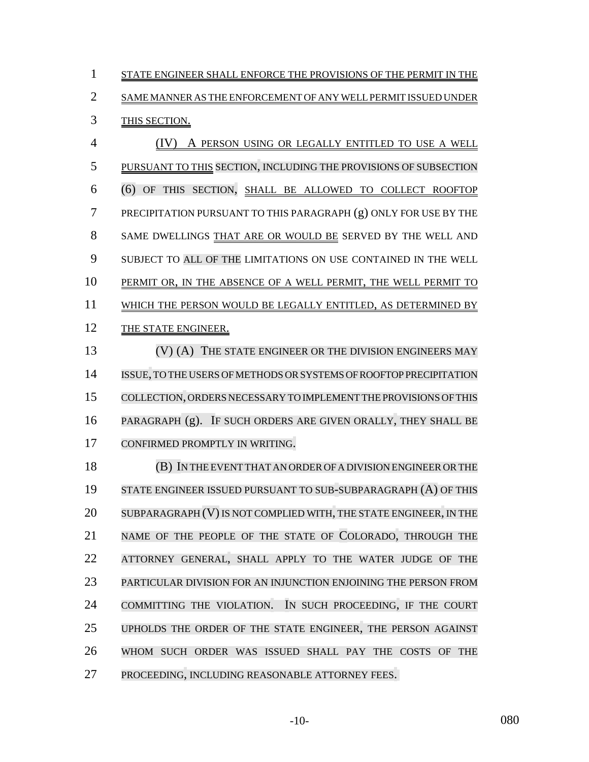STATE ENGINEER SHALL ENFORCE THE PROVISIONS OF THE PERMIT IN THE SAME MANNER AS THE ENFORCEMENT OF ANY WELL PERMIT ISSUED UNDER THIS SECTION.

(IV) A PERSON USING OR LEGALLY ENTITLED TO USE A WELL PURSUANT TO THIS SECTION, INCLUDING THE PROVISIONS OF SUBSECTION (6) OF THIS SECTION, SHALL BE ALLOWED TO COLLECT ROOFTOP PRECIPITATION PURSUANT TO THIS PARAGRAPH (g) ONLY FOR USE BY THE SAME DWELLINGS THAT ARE OR WOULD BE SERVED BY THE WELL AND SUBJECT TO ALL OF THE LIMITATIONS ON USE CONTAINED IN THE WELL PERMIT OR, IN THE ABSENCE OF A WELL PERMIT, THE WELL PERMIT TO WHICH THE PERSON WOULD BE LEGALLY ENTITLED, AS DETERMINED BY THE STATE ENGINEER.

(V) (A) THE STATE ENGINEER OR THE DIVISION ENGINEERS MAY ISSUE, TO THE USERS OF METHODS OR SYSTEMS OF ROOFTOP PRECIPITATION COLLECTION, ORDERS NECESSARY TO IMPLEMENT THE PROVISIONS OF THIS PARAGRAPH (g). IF SUCH ORDERS ARE GIVEN ORALLY, THEY SHALL BE CONFIRMED PROMPTLY IN WRITING.

(B) IN THE EVENT THAT AN ORDER OF A DIVISION ENGINEER OR THE STATE ENGINEER ISSUED PURSUANT TO SUB-SUBPARAGRAPH (A) OF THIS SUBPARAGRAPH (V) IS NOT COMPLIED WITH, THE STATE ENGINEER, IN THE NAME OF THE PEOPLE OF THE STATE OF COLORADO, THROUGH THE ATTORNEY GENERAL, SHALL APPLY TO THE WATER JUDGE OF THE PARTICULAR DIVISION FOR AN INJUNCTION ENJOINING THE PERSON FROM COMMITTING THE VIOLATION. IN SUCH PROCEEDING, IF THE COURT UPHOLDS THE ORDER OF THE STATE ENGINEER, THE PERSON AGAINST WHOM SUCH ORDER WAS ISSUED SHALL PAY THE COSTS OF THE PROCEEDING, INCLUDING REASONABLE ATTORNEY FEES.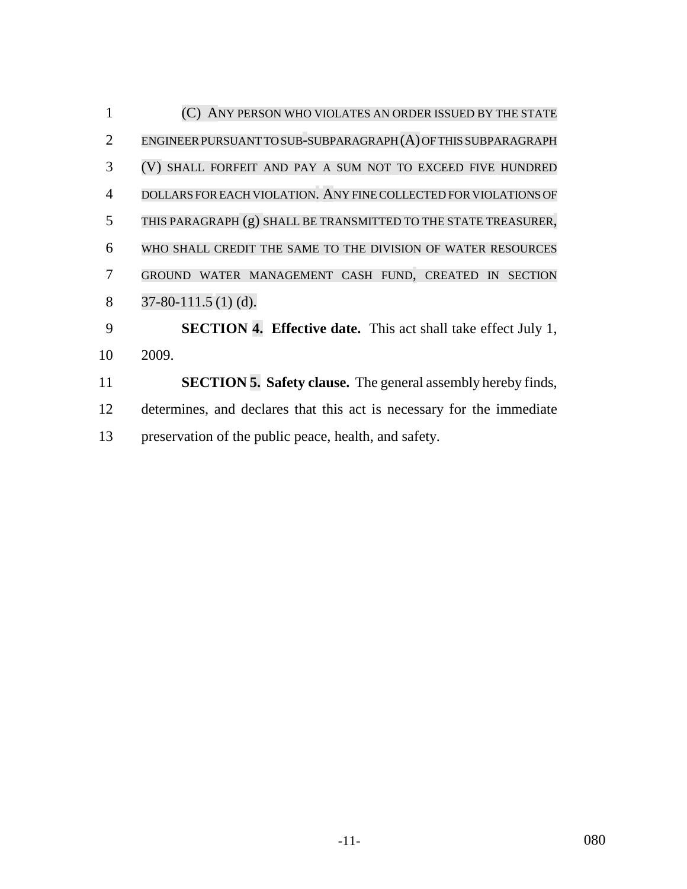(C) ANY PERSON WHO VIOLATES AN ORDER ISSUED BY THE STATE ENGINEER PURSUANT TO SUB-SUBPARAGRAPH (A) OF THIS SUBPARAGRAPH (V) SHALL FORFEIT AND PAY A SUM NOT TO EXCEED FIVE HUNDRED DOLLARS FOR EACH VIOLATION. ANY FINE COLLECTED FOR VIOLATIONS OF THIS PARAGRAPH (g) SHALL BE TRANSMITTED TO THE STATE TREASURER, WHO SHALL CREDIT THE SAME TO THE DIVISION OF WATER RESOURCES GROUND WATER MANAGEMENT CASH FUND, CREATED IN SECTION 37-80-111.5 (1) (d).

**SECTION 4. Effective date.** This act shall take effect July 1, 2009.

**SECTION 5. Safety clause.** The general assembly hereby finds, determines, and declares that this act is necessary for the immediate preservation of the public peace, health, and safety.